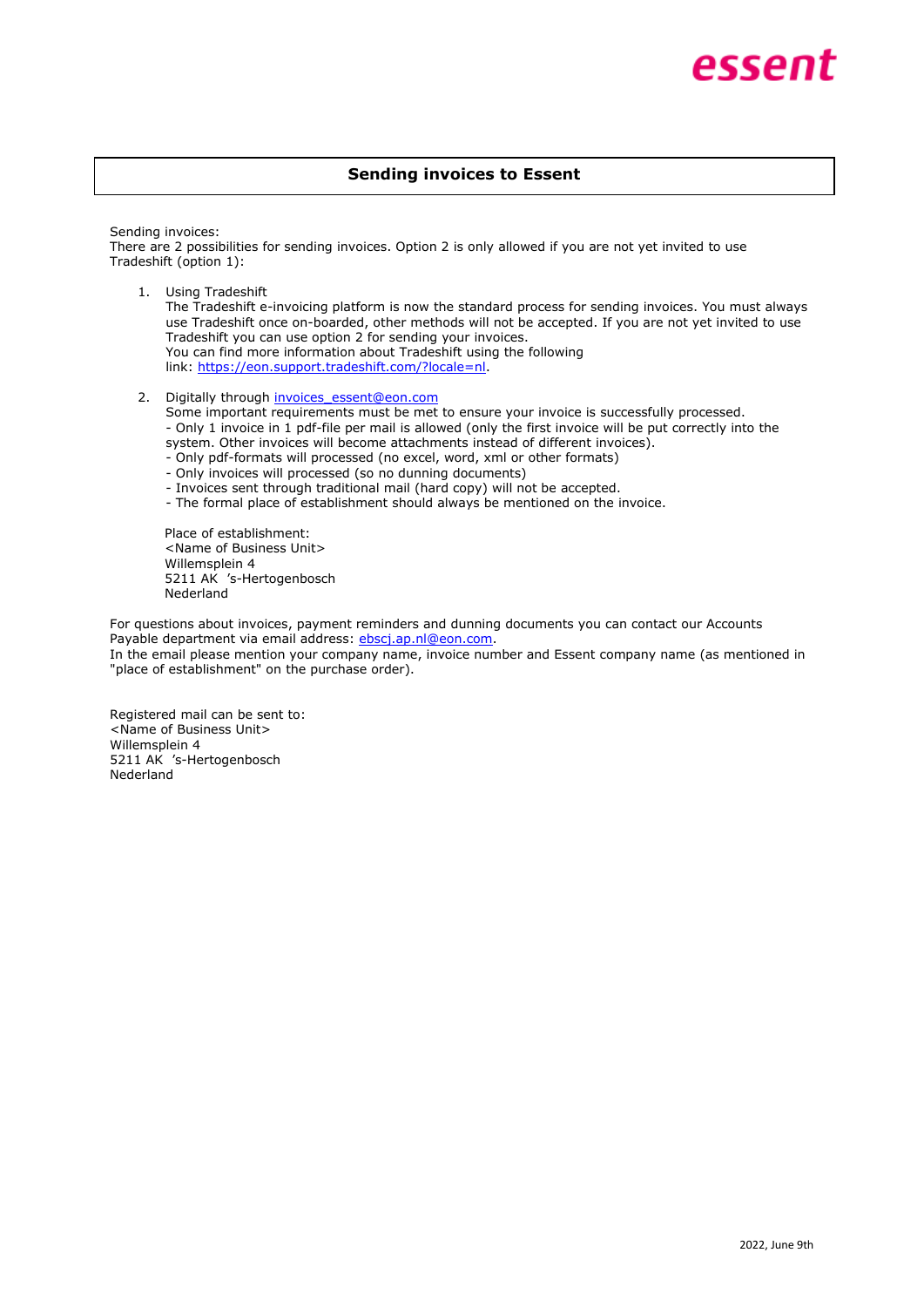essent

## Sending invoices to Essent

Sending invoices:
There are 2 possibilities for sending invoices. Option 2 is only allowed if you are not yet invited to use Tradeshift (option 1):

1. Using Tradeshift
   The Tradeshift e-invoicing platform is now the standard process for sending invoices. You must always use Tradeshift once on-boarded, other methods will not be accepted. If you are not yet invited to use Tradeshift you can use option 2 for sending your invoices.
   You can find more information about Tradeshift using the following link: https://eon.support.tradeshift.com/?locale=nl.

2. Digitally through invoices_essent@eon.com
   Some important requirements must be met to ensure your invoice is successfully processed.
   - Only 1 invoice in 1 pdf-file per mail is allowed (only the first invoice will be put correctly into the system. Other invoices will become attachments instead of different invoices).
   - Only pdf-formats will processed (no excel, word, xml or other formats)
   - Only invoices will processed (so no dunning documents)
   - Invoices sent through traditional mail (hard copy) will not be accepted.
   - The formal place of establishment should always be mentioned on the invoice.

   Place of establishment:
   <Name of Business Unit>
   Willemsplein 4
   5211 AK 's-Hertogenbosch
   Nederland

For questions about invoices, payment reminders and dunning documents you can contact our Accounts Payable department via email address: ebscj.ap.nl@eon.com.
In the email please mention your company name, invoice number and Essent company name (as mentioned in "place of establishment" on the purchase order).

Registered mail can be sent to:
<Name of Business Unit>
Willemsplein 4
5211 AK 's-Hertogenbosch
Nederland

2022, June 9th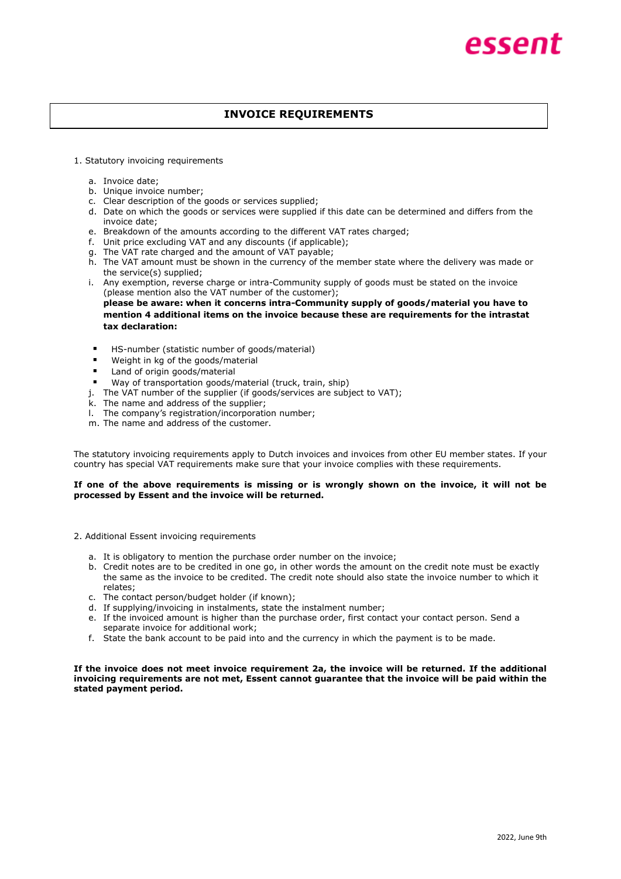# INVOICE REQUIREMENTS

1. Statutory invoicing requirements

   a. Invoice date;
   b. Unique invoice number;
   c. Clear description of the goods or services supplied;
   d. Date on which the goods or services were supplied if this date can be determined and differs from the invoice date;
   e. Breakdown of the amounts according to the different VAT rates charged;
   f. Unit price excluding VAT and any discounts (if applicable);
   g. The VAT rate charged and the amount of VAT payable;
   h. The VAT amount must be shown in the currency of the member state where the delivery was made or the service(s) supplied;
   i. Any exemption, reverse charge or intra-Community supply of goods must be stated on the invoice (please mention also the VAT number of the customer);
      **please be aware: when it concerns intra-Community supply of goods/material you have to mention 4 additional items on the invoice because these are requirements for the intrastat tax declaration:**

      - HS-number (statistic number of goods/material)
      - Weight in kg of the goods/material
      - Land of origin goods/material
      - Way of transportation goods/material (truck, train, ship)

   j. The VAT number of the supplier (if goods/services are subject to VAT);
   k. The name and address of the supplier;
   l. The company's registration/incorporation number;
   m. The name and address of the customer.

The statutory invoicing requirements apply to Dutch invoices and invoices from other EU member states. If your country has special VAT requirements make sure that your invoice complies with these requirements.

**If one of the above requirements is missing or is wrongly shown on the invoice, it will not be processed by Essent and the invoice will be returned.**

2. Additional Essent invoicing requirements

   a. It is obligatory to mention the purchase order number on the invoice;
   b. Credit notes are to be credited in one go, in other words the amount on the credit note must be exactly the same as the invoice to be credited. The credit note should also state the invoice number to which it relates;
   c. The contact person/budget holder (if known);
   d. If supplying/invoicing in instalments, state the instalment number;
   e. If the invoiced amount is higher than the purchase order, first contact your contact person. Send a separate invoice for additional work;
   f. State the bank account to be paid into and the currency in which the payment is to be made.

**If the invoice does not meet invoice requirement 2a, the invoice will be returned. If the additional invoicing requirements are not met, Essent cannot guarantee that the invoice will be paid within the stated payment period.**

2022, June 9th